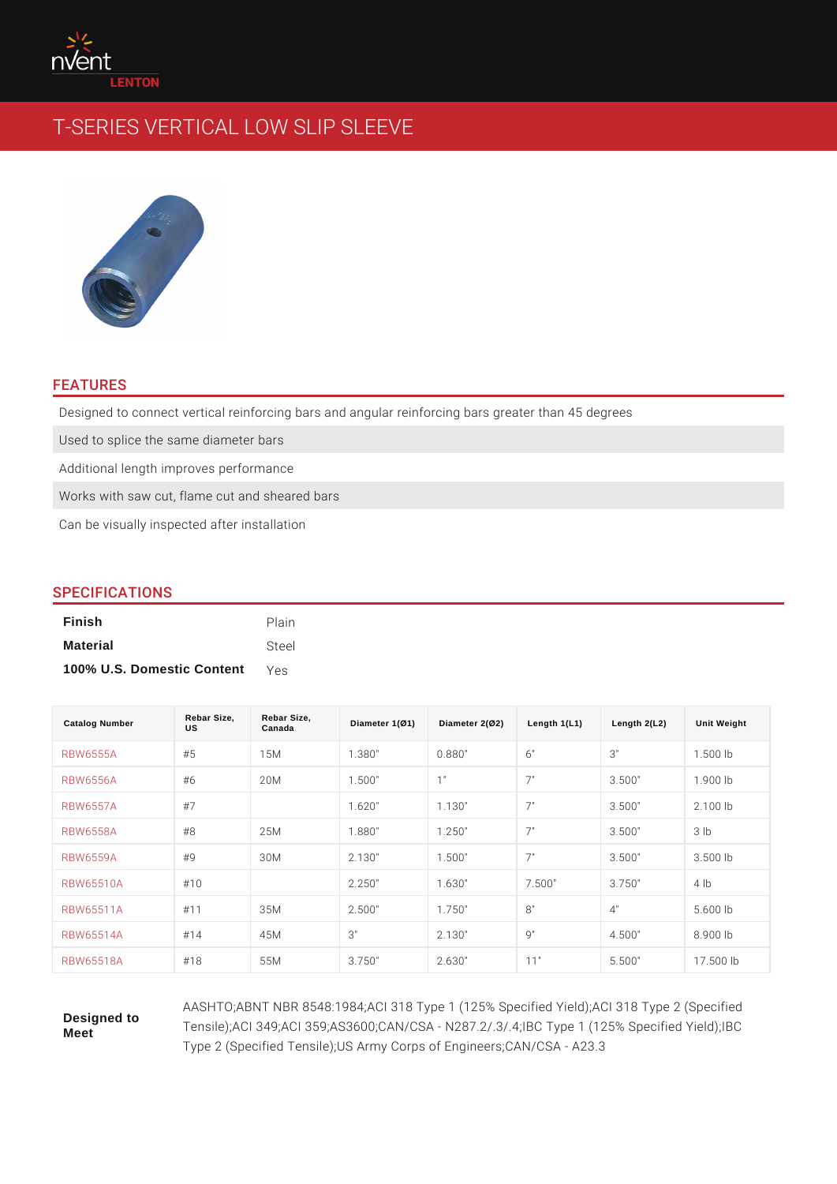# T-SERIES VERTICAL LOW SLIP SLEEVE

## FEATURES

- Designed to connect vertical reinforcing bars and angular reinforcing bars greater than 45 degrees
- Used to splice the same diameter bars
- Additional length improves performance
- Works with saw cut, flame cut and sheared bars
- Can be visually inspected after installation

## SPECIFICATIONS

| | |
|---|---|
| **Finish** | Plain |
| **Material** | Steel |
| **100% U.S. Domestic Content** | Yes |

| Catalog Number | Rebar Size, US | Rebar Size, Canada | Diameter 1(Ø1) | Diameter 2(Ø2) | Length 1(L1) | Length 2(L2) | Unit Weight |
|---|---|---|---|---|---|---|---|
| RBW6555A | #5 | 15M | 1.380" | 0.880" | 6" | 3" | 1.500 lb |
| RBW6556A | #6 | 20M | 1.500" | 1" | 7" | 3.500" | 1.900 lb |
| RBW6557A | #7 | | 1.620" | 1.130" | 7" | 3.500" | 2.100 lb |
| RBW6558A | #8 | 25M | 1.880" | 1.250" | 7" | 3.500" | 3 lb |
| RBW6559A | #9 | 30M | 2.130" | 1.500" | 7" | 3.500" | 3.500 lb |
| RBW65510A | #10 | | 2.250" | 1.630" | 7.500" | 3.750" | 4 lb |
| RBW65511A | #11 | 35M | 2.500" | 1.750" | 8" | 4" | 5.600 lb |
| RBW65514A | #14 | 45M | 3" | 2.130" | 9" | 4.500" | 8.900 lb |
| RBW65518A | #18 | 55M | 3.750" | 2.630" | 11" | 5.500" | 17.500 lb |

**Designed to Meet**: AASHTO;ABNT NBR 8548:1984;ACI 318 Type 1 (125% Specified Yield);ACI 318 Type 2 (Specified Tensile);ACI 349;ACI 359;AS3600;CAN/CSA - N287.2/.3/.4;IBC Type 1 (125% Specified Yield);IBC Type 2 (Specified Tensile);US Army Corps of Engineers;CAN/CSA - A23.3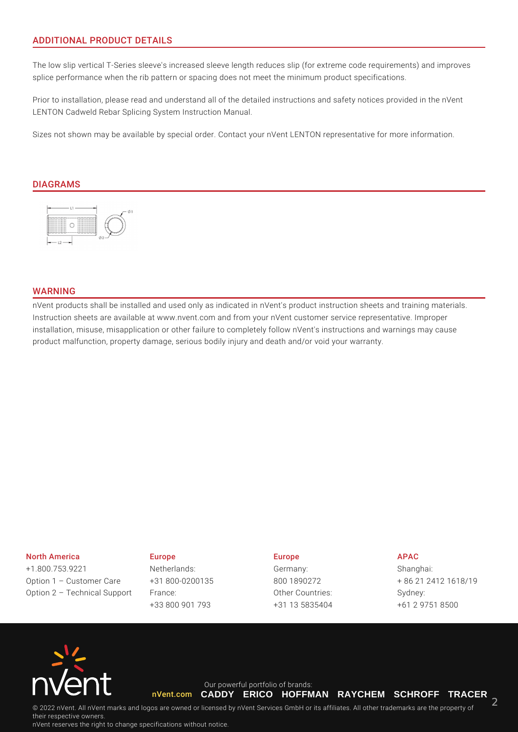## ADDITIONAL PRODUCT DETAILS

The low slip vertical T-Series sleeve's increased sleeve length reduces slip (for extreme code requirements) and improves splice performance when the rib pattern or spacing does not meet the minimum product specifications.

Prior to installation, please read and understand all of the detailed instructions and safety notices provided in the nVent LENTON Cadweld Rebar Splicing System Instruction Manual.

Sizes not shown may be available by special order. Contact your nVent LENTON representative for more information.

## DIAGRAMS

L1

L2

Ø1

Ø2

## WARNING

nVent products shall be installed and used only as indicated in nVent's product instruction sheets and training materials. Instruction sheets are available at www.nvent.com and from your nVent customer service representative. Improper installation, misuse, misapplication or other failure to completely follow nVent's instructions and warnings may cause product malfunction, property damage, serious bodily injury and death and/or void your warranty.

**North America**
+1.800.753.9221
Option 1 – Customer Care
Option 2 – Technical Support

**Europe**
Netherlands:
+31 800-0200135
France:
+33 800 901 793

**Europe**
Germany:
800 1890272
Other Countries:
+31 13 5835404

**APAC**
Shanghai:
+ 86 21 2412 1618/19
Sydney:
+61 2 9751 8500

nVent.com

Our powerful portfolio of brands:
CADDY ERICO HOFFMAN RAYCHEM SCHROFF TRACER

© 2022 nVent. All nVent marks and logos are owned or licensed by nVent Services GmbH or its affiliates. All other trademarks are the property of their respective owners.
nVent reserves the right to change specifications without notice.